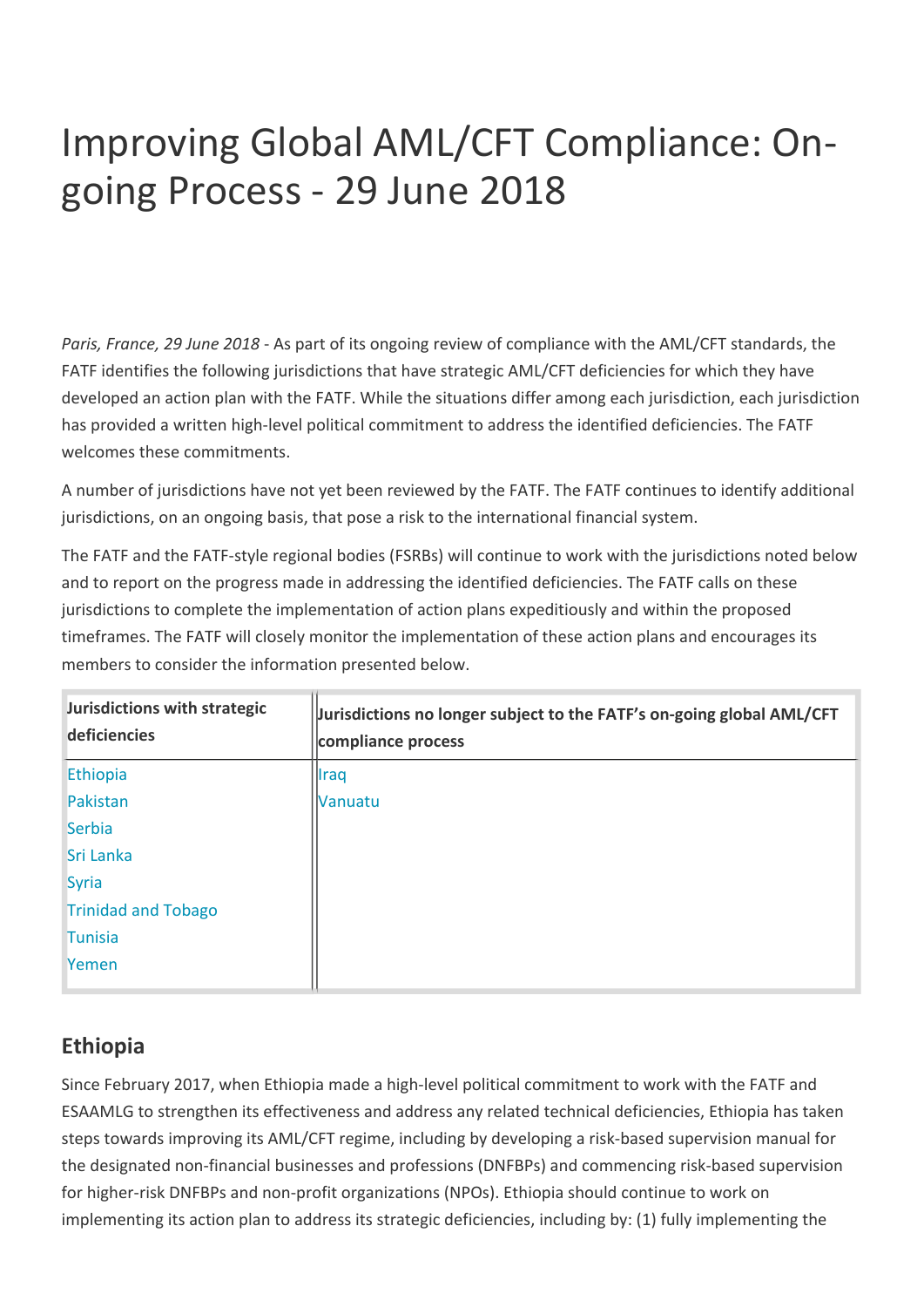# Improving Global AML/CFT Compliance: On-going Process - 29 June 2018

*Paris, France, 29 June 2018* - As part of its ongoing review of compliance with the AML/CFT standards, the FATF identifies the following jurisdictions that have strategic AML/CFT deficiencies for which they have developed an action plan with the FATF. While the situations differ among each jurisdiction, each jurisdiction has provided a written high-level political commitment to address the identified deficiencies. The FATF welcomes these commitments.

A number of jurisdictions have not yet been reviewed by the FATF. The FATF continues to identify additional jurisdictions, on an ongoing basis, that pose a risk to the international financial system.

The FATF and the FATF-style regional bodies (FSRBs) will continue to work with the jurisdictions noted below and to report on the progress made in addressing the identified deficiencies. The FATF calls on these jurisdictions to complete the implementation of action plans expeditiously and within the proposed timeframes. The FATF will closely monitor the implementation of these action plans and encourages its members to consider the information presented below.

| Jurisdictions with strategic deficiencies | Jurisdictions no longer subject to the FATF's on-going global AML/CFT compliance process |
|---|---|
| Ethiopia<br>Pakistan<br>Serbia<br>Sri Lanka<br>Syria<br>Trinidad and Tobago<br>Tunisia<br>Yemen | Iraq<br>Vanuatu |

## Ethiopia

Since February 2017, when Ethiopia made a high-level political commitment to work with the FATF and ESAAMLG to strengthen its effectiveness and address any related technical deficiencies, Ethiopia has taken steps towards improving its AML/CFT regime, including by developing a risk-based supervision manual for the designated non-financial businesses and professions (DNFBPs) and commencing risk-based supervision for higher-risk DNFBPs and non-profit organizations (NPOs). Ethiopia should continue to work on implementing its action plan to address its strategic deficiencies, including by: (1) fully implementing the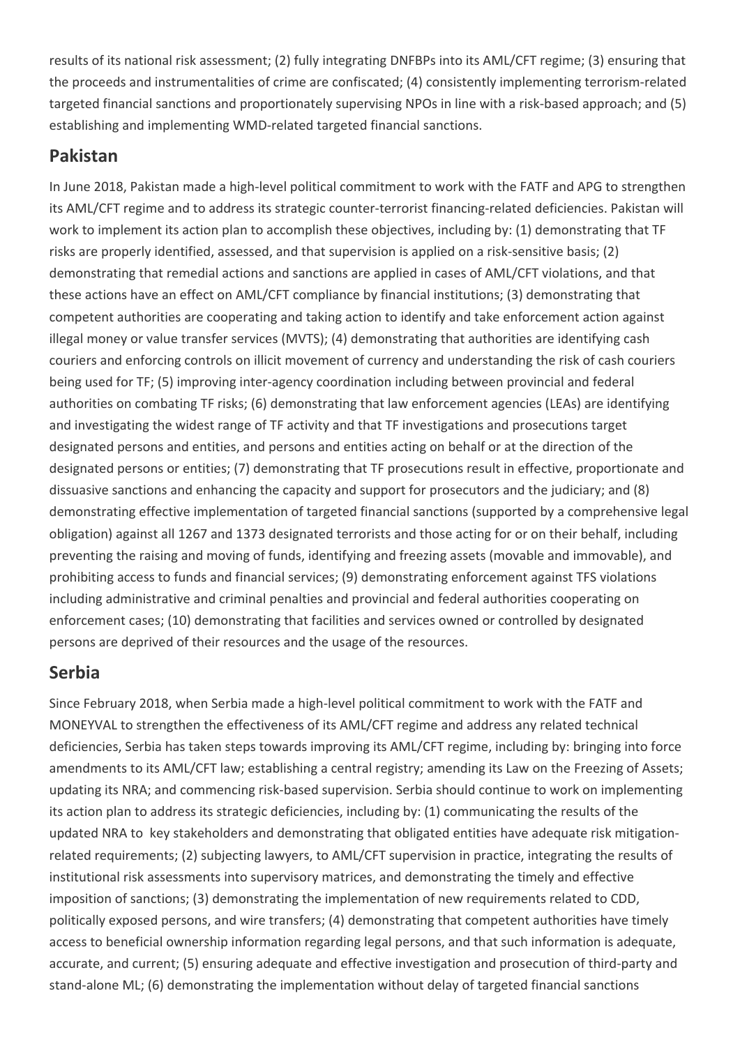results of its national risk assessment; (2) fully integrating DNFBPs into its AML/CFT regime; (3) ensuring that the proceeds and instrumentalities of crime are confiscated; (4) consistently implementing terrorism-related targeted financial sanctions and proportionately supervising NPOs in line with a risk-based approach; and (5) establishing and implementing WMD-related targeted financial sanctions.

## Pakistan

In June 2018, Pakistan made a high-level political commitment to work with the FATF and APG to strengthen its AML/CFT regime and to address its strategic counter-terrorist financing-related deficiencies. Pakistan will work to implement its action plan to accomplish these objectives, including by: (1) demonstrating that TF risks are properly identified, assessed, and that supervision is applied on a risk-sensitive basis; (2) demonstrating that remedial actions and sanctions are applied in cases of AML/CFT violations, and that these actions have an effect on AML/CFT compliance by financial institutions; (3) demonstrating that competent authorities are cooperating and taking action to identify and take enforcement action against illegal money or value transfer services (MVTS); (4) demonstrating that authorities are identifying cash couriers and enforcing controls on illicit movement of currency and understanding the risk of cash couriers being used for TF; (5) improving inter-agency coordination including between provincial and federal authorities on combating TF risks; (6) demonstrating that law enforcement agencies (LEAs) are identifying and investigating the widest range of TF activity and that TF investigations and prosecutions target designated persons and entities, and persons and entities acting on behalf or at the direction of the designated persons or entities; (7) demonstrating that TF prosecutions result in effective, proportionate and dissuasive sanctions and enhancing the capacity and support for prosecutors and the judiciary; and (8) demonstrating effective implementation of targeted financial sanctions (supported by a comprehensive legal obligation) against all 1267 and 1373 designated terrorists and those acting for or on their behalf, including preventing the raising and moving of funds, identifying and freezing assets (movable and immovable), and prohibiting access to funds and financial services; (9) demonstrating enforcement against TFS violations including administrative and criminal penalties and provincial and federal authorities cooperating on enforcement cases; (10) demonstrating that facilities and services owned or controlled by designated persons are deprived of their resources and the usage of the resources.

## Serbia

Since February 2018, when Serbia made a high-level political commitment to work with the FATF and MONEYVAL to strengthen the effectiveness of its AML/CFT regime and address any related technical deficiencies, Serbia has taken steps towards improving its AML/CFT regime, including by: bringing into force amendments to its AML/CFT law; establishing a central registry; amending its Law on the Freezing of Assets; updating its NRA; and commencing risk-based supervision. Serbia should continue to work on implementing its action plan to address its strategic deficiencies, including by: (1) communicating the results of the updated NRA to key stakeholders and demonstrating that obligated entities have adequate risk mitigation-related requirements; (2) subjecting lawyers, to AML/CFT supervision in practice, integrating the results of institutional risk assessments into supervisory matrices, and demonstrating the timely and effective imposition of sanctions; (3) demonstrating the implementation of new requirements related to CDD, politically exposed persons, and wire transfers; (4) demonstrating that competent authorities have timely access to beneficial ownership information regarding legal persons, and that such information is adequate, accurate, and current; (5) ensuring adequate and effective investigation and prosecution of third-party and stand-alone ML; (6) demonstrating the implementation without delay of targeted financial sanctions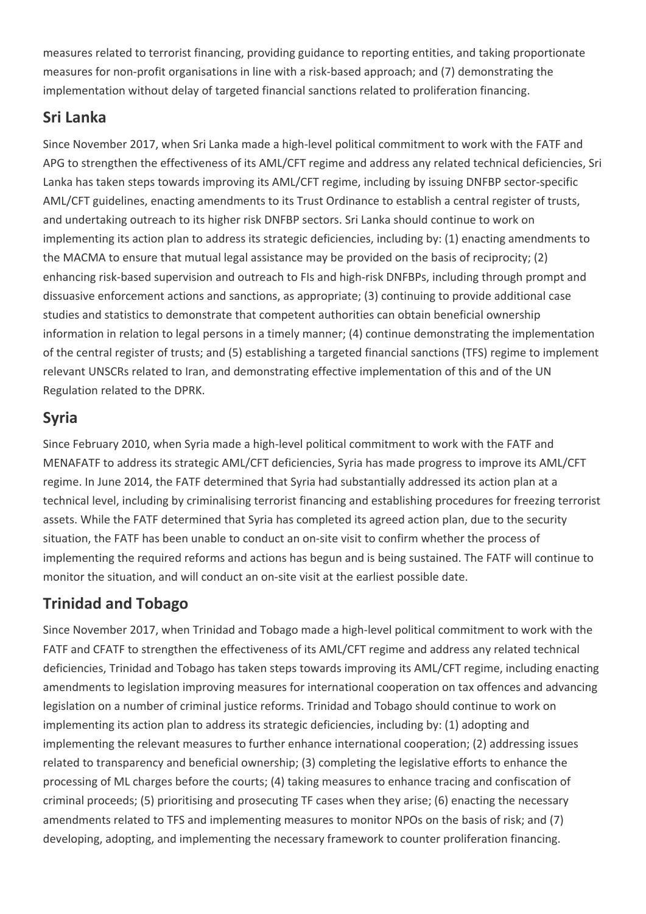measures related to terrorist financing, providing guidance to reporting entities, and taking proportionate measures for non-profit organisations in line with a risk-based approach; and (7) demonstrating the implementation without delay of targeted financial sanctions related to proliferation financing.

## Sri Lanka

Since November 2017, when Sri Lanka made a high-level political commitment to work with the FATF and APG to strengthen the effectiveness of its AML/CFT regime and address any related technical deficiencies, Sri Lanka has taken steps towards improving its AML/CFT regime, including by issuing DNFBP sector-specific AML/CFT guidelines, enacting amendments to its Trust Ordinance to establish a central register of trusts, and undertaking outreach to its higher risk DNFBP sectors. Sri Lanka should continue to work on implementing its action plan to address its strategic deficiencies, including by: (1) enacting amendments to the MACMA to ensure that mutual legal assistance may be provided on the basis of reciprocity; (2) enhancing risk-based supervision and outreach to FIs and high-risk DNFBPs, including through prompt and dissuasive enforcement actions and sanctions, as appropriate; (3) continuing to provide additional case studies and statistics to demonstrate that competent authorities can obtain beneficial ownership information in relation to legal persons in a timely manner; (4) continue demonstrating the implementation of the central register of trusts; and (5) establishing a targeted financial sanctions (TFS) regime to implement relevant UNSCRs related to Iran, and demonstrating effective implementation of this and of the UN Regulation related to the DPRK.

## Syria

Since February 2010, when Syria made a high-level political commitment to work with the FATF and MENAFATF to address its strategic AML/CFT deficiencies, Syria has made progress to improve its AML/CFT regime. In June 2014, the FATF determined that Syria had substantially addressed its action plan at a technical level, including by criminalising terrorist financing and establishing procedures for freezing terrorist assets. While the FATF determined that Syria has completed its agreed action plan, due to the security situation, the FATF has been unable to conduct an on-site visit to confirm whether the process of implementing the required reforms and actions has begun and is being sustained. The FATF will continue to monitor the situation, and will conduct an on-site visit at the earliest possible date.

## Trinidad and Tobago

Since November 2017, when Trinidad and Tobago made a high-level political commitment to work with the FATF and CFATF to strengthen the effectiveness of its AML/CFT regime and address any related technical deficiencies, Trinidad and Tobago has taken steps towards improving its AML/CFT regime, including enacting amendments to legislation improving measures for international cooperation on tax offences and advancing legislation on a number of criminal justice reforms. Trinidad and Tobago should continue to work on implementing its action plan to address its strategic deficiencies, including by: (1) adopting and implementing the relevant measures to further enhance international cooperation; (2) addressing issues related to transparency and beneficial ownership; (3) completing the legislative efforts to enhance the processing of ML charges before the courts; (4) taking measures to enhance tracing and confiscation of criminal proceeds; (5) prioritising and prosecuting TF cases when they arise; (6) enacting the necessary amendments related to TFS and implementing measures to monitor NPOs on the basis of risk; and (7) developing, adopting, and implementing the necessary framework to counter proliferation financing.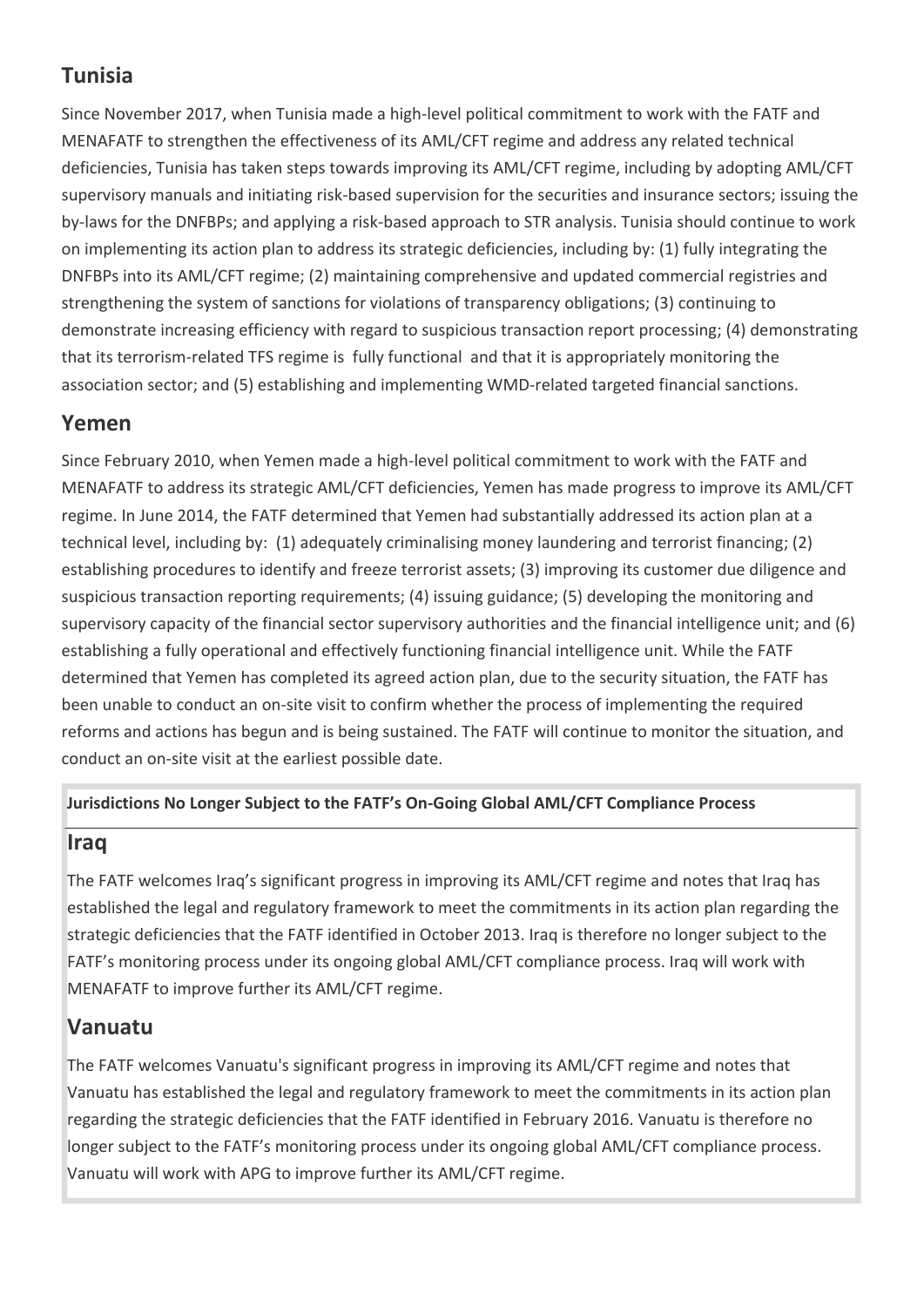## Tunisia

Since November 2017, when Tunisia made a high-level political commitment to work with the FATF and MENAFATF to strengthen the effectiveness of its AML/CFT regime and address any related technical deficiencies, Tunisia has taken steps towards improving its AML/CFT regime, including by adopting AML/CFT supervisory manuals and initiating risk-based supervision for the securities and insurance sectors; issuing the by-laws for the DNFBPs; and applying a risk-based approach to STR analysis. Tunisia should continue to work on implementing its action plan to address its strategic deficiencies, including by: (1) fully integrating the DNFBPs into its AML/CFT regime; (2) maintaining comprehensive and updated commercial registries and strengthening the system of sanctions for violations of transparency obligations; (3) continuing to demonstrate increasing efficiency with regard to suspicious transaction report processing; (4) demonstrating that its terrorism-related TFS regime is fully functional and that it is appropriately monitoring the association sector; and (5) establishing and implementing WMD-related targeted financial sanctions.

## Yemen

Since February 2010, when Yemen made a high-level political commitment to work with the FATF and MENAFATF to address its strategic AML/CFT deficiencies, Yemen has made progress to improve its AML/CFT regime. In June 2014, the FATF determined that Yemen had substantially addressed its action plan at a technical level, including by: (1) adequately criminalising money laundering and terrorist financing; (2) establishing procedures to identify and freeze terrorist assets; (3) improving its customer due diligence and suspicious transaction reporting requirements; (4) issuing guidance; (5) developing the monitoring and supervisory capacity of the financial sector supervisory authorities and the financial intelligence unit; and (6) establishing a fully operational and effectively functioning financial intelligence unit. While the FATF determined that Yemen has completed its agreed action plan, due to the security situation, the FATF has been unable to conduct an on-site visit to confirm whether the process of implementing the required reforms and actions has begun and is being sustained. The FATF will continue to monitor the situation, and conduct an on-site visit at the earliest possible date.

**Jurisdictions No Longer Subject to the FATF's On-Going Global AML/CFT Compliance Process**

## Iraq

The FATF welcomes Iraq's significant progress in improving its AML/CFT regime and notes that Iraq has established the legal and regulatory framework to meet the commitments in its action plan regarding the strategic deficiencies that the FATF identified in October 2013. Iraq is therefore no longer subject to the FATF's monitoring process under its ongoing global AML/CFT compliance process. Iraq will work with MENAFATF to improve further its AML/CFT regime.

## Vanuatu

The FATF welcomes Vanuatu's significant progress in improving its AML/CFT regime and notes that Vanuatu has established the legal and regulatory framework to meet the commitments in its action plan regarding the strategic deficiencies that the FATF identified in February 2016. Vanuatu is therefore no longer subject to the FATF's monitoring process under its ongoing global AML/CFT compliance process. Vanuatu will work with APG to improve further its AML/CFT regime.